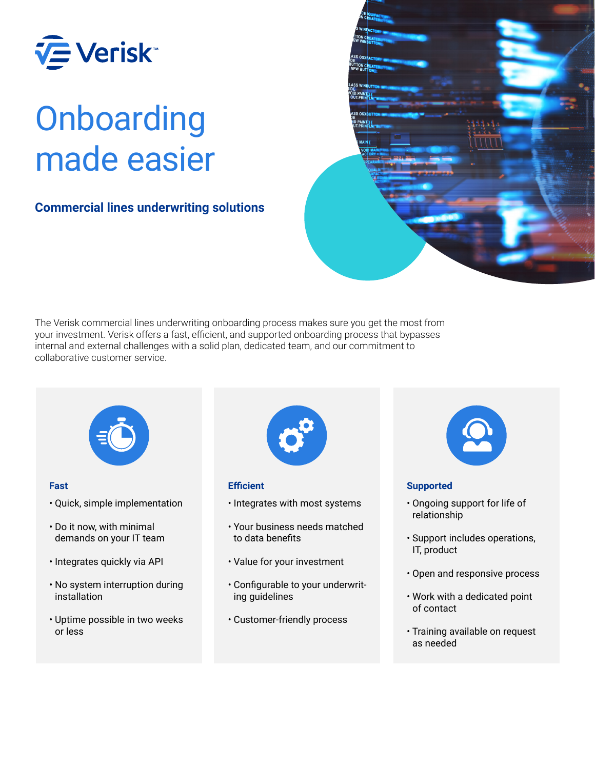# Onboarding made easier

## Commercial lines underwriting solutions

The Verisk commercial lines underwriting onboarding process makes sure you get the most from your investment. Verisk offers a fast, efficient, and supported onboarding process that bypasses internal and external challenges with a solid plan, dedicated team, and our commitment to collaborative customer service.

### Fast

- Quick, simple implementation
- Do it now, with minimal demands on your IT team
- Integrates quickly via API
- No system interruption during installation
- Uptime possible in two weeks or less

### Efficient

- Integrates with most systems
- Your business needs matched to data benefits
- Value for your investment
- Configurable to your underwriting guidelines
- Customer-friendly process

### Supported

- Ongoing support for life of relationship
- Support includes operations, IT, product
- Open and responsive process
- Work with a dedicated point of contact
- Training available on request as needed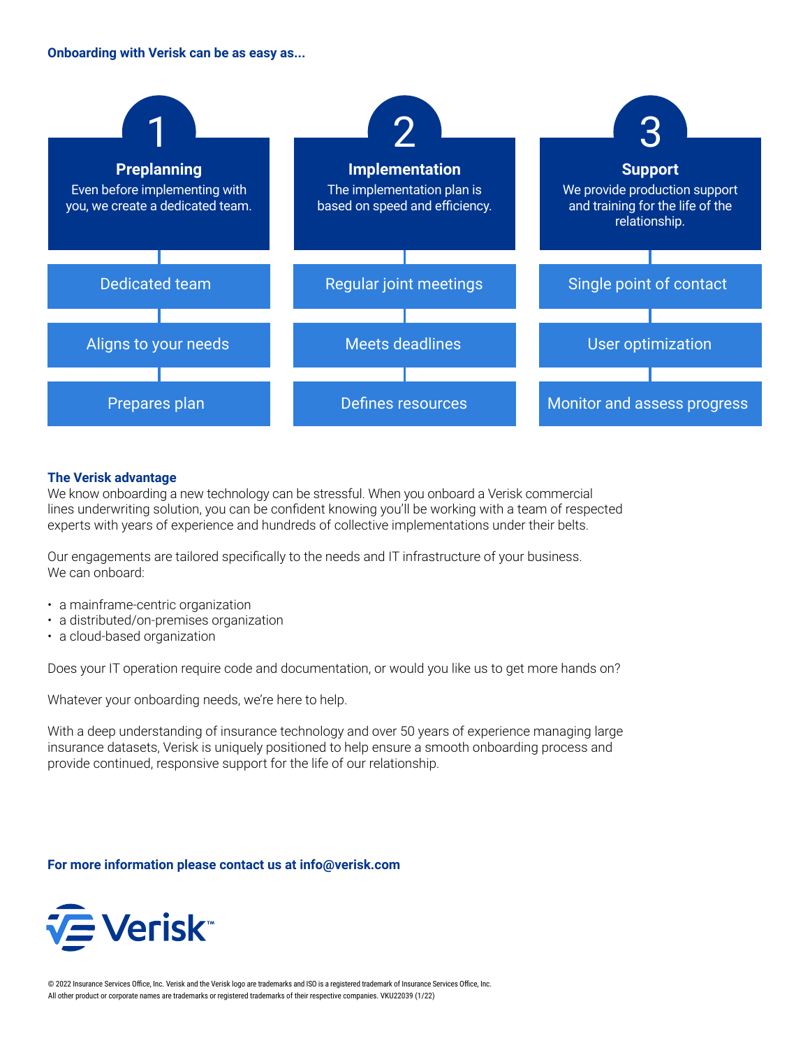**Onboarding with Verisk can be as easy as...**

**1**

**Preplanning**

Even before implementing with you, we create a dedicated team.

- Dedicated team
- Aligns to your needs
- Prepares plan

**2**

**Implementation**

The implementation plan is based on speed and efficiency.

- Regular joint meetings
- Meets deadlines
- Defines resources

**3**

**Support**

We provide production support and training for the life of the relationship.

- Single point of contact
- User optimization
- Monitor and assess progress

**The Verisk advantage**

We know onboarding a new technology can be stressful. When you onboard a Verisk commercial lines underwriting solution, you can be confident knowing you'll be working with a team of respected experts with years of experience and hundreds of collective implementations under their belts.

Our engagements are tailored specifically to the needs and IT infrastructure of your business. We can onboard:

- a mainframe-centric organization
- a distributed/on-premises organization
- a cloud-based organization

Does your IT operation require code and documentation, or would you like us to get more hands on?

Whatever your onboarding needs, we're here to help.

With a deep understanding of insurance technology and over 50 years of experience managing large insurance datasets, Verisk is uniquely positioned to help ensure a smooth onboarding process and provide continued, responsive support for the life of our relationship.

**For more information please contact us at info@verisk.com**

Verisk™

© 2022 Insurance Services Office, Inc. Verisk and the Verisk logo are trademarks and ISO is a registered trademark of Insurance Services Office, Inc. All other product or corporate names are trademarks or registered trademarks of their respective companies. VKU22039 (1/22)